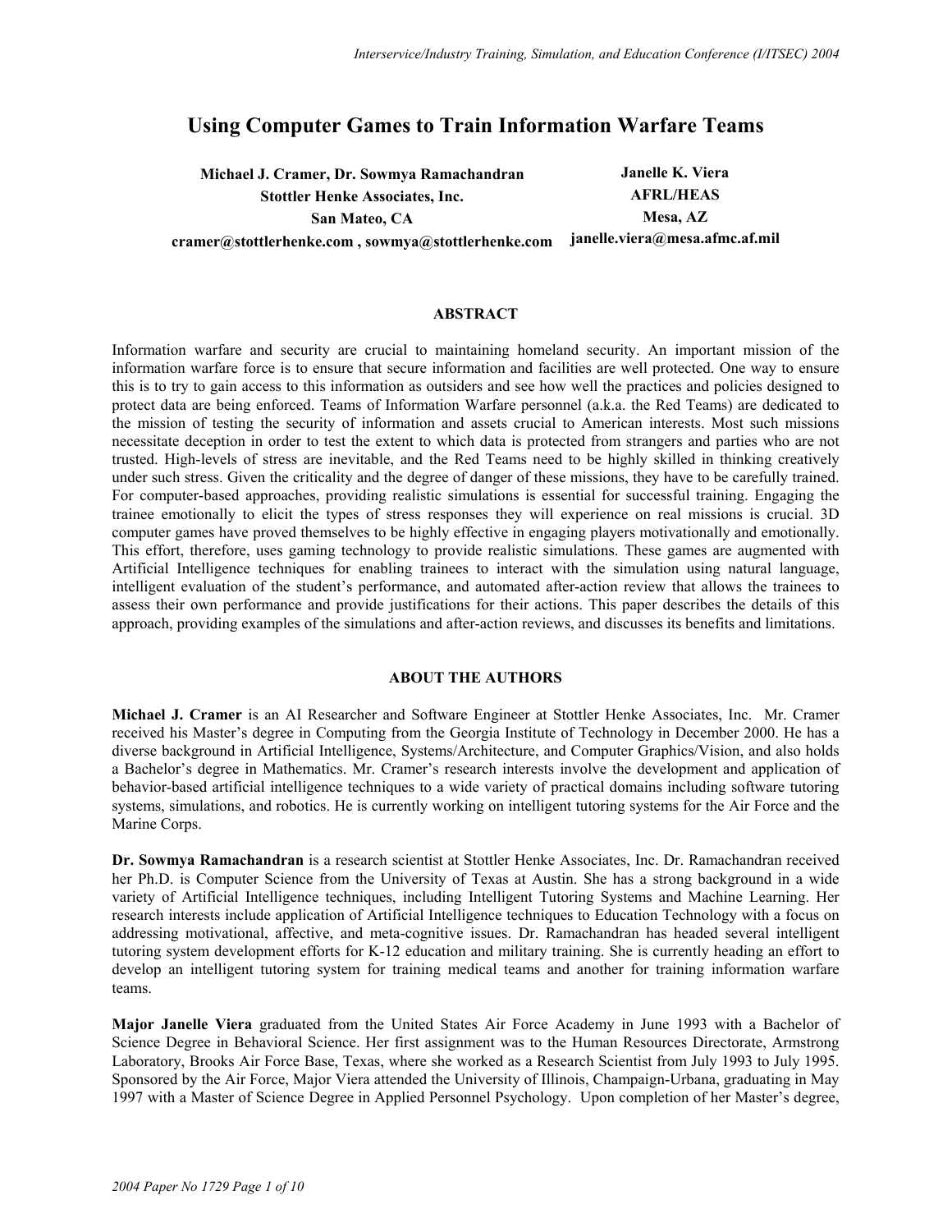# Using Computer Games to Train Information Warfare Teams

**Michael J. Cramer, Dr. Sowmya Ramachandran**
**Stottler Henke Associates, Inc.**
**San Mateo, CA**
**cramer@stottlerhenke.com , sowmya@stottlerhenke.com**

**Janelle K. Viera**
**AFRL/HEAS**
**Mesa, AZ**
**janelle.viera@mesa.afmc.af.mil**

## ABSTRACT

Information warfare and security are crucial to maintaining homeland security. An important mission of the information warfare force is to ensure that secure information and facilities are well protected. One way to ensure this is to try to gain access to this information as outsiders and see how well the practices and policies designed to protect data are being enforced. Teams of Information Warfare personnel (a.k.a. the Red Teams) are dedicated to the mission of testing the security of information and assets crucial to American interests. Most such missions necessitate deception in order to test the extent to which data is protected from strangers and parties who are not trusted. High-levels of stress are inevitable, and the Red Teams need to be highly skilled in thinking creatively under such stress. Given the criticality and the degree of danger of these missions, they have to be carefully trained. For computer-based approaches, providing realistic simulations is essential for successful training. Engaging the trainee emotionally to elicit the types of stress responses they will experience on real missions is crucial. 3D computer games have proved themselves to be highly effective in engaging players motivationally and emotionally. This effort, therefore, uses gaming technology to provide realistic simulations. These games are augmented with Artificial Intelligence techniques for enabling trainees to interact with the simulation using natural language, intelligent evaluation of the student's performance, and automated after-action review that allows the trainees to assess their own performance and provide justifications for their actions. This paper describes the details of this approach, providing examples of the simulations and after-action reviews, and discusses its benefits and limitations.

## ABOUT THE AUTHORS

**Michael J. Cramer** is an AI Researcher and Software Engineer at Stottler Henke Associates, Inc. Mr. Cramer received his Master's degree in Computing from the Georgia Institute of Technology in December 2000. He has a diverse background in Artificial Intelligence, Systems/Architecture, and Computer Graphics/Vision, and also holds a Bachelor's degree in Mathematics. Mr. Cramer's research interests involve the development and application of behavior-based artificial intelligence techniques to a wide variety of practical domains including software tutoring systems, simulations, and robotics. He is currently working on intelligent tutoring systems for the Air Force and the Marine Corps.

**Dr. Sowmya Ramachandran** is a research scientist at Stottler Henke Associates, Inc. Dr. Ramachandran received her Ph.D. is Computer Science from the University of Texas at Austin. She has a strong background in a wide variety of Artificial Intelligence techniques, including Intelligent Tutoring Systems and Machine Learning. Her research interests include application of Artificial Intelligence techniques to Education Technology with a focus on addressing motivational, affective, and meta-cognitive issues. Dr. Ramachandran has headed several intelligent tutoring system development efforts for K-12 education and military training. She is currently heading an effort to develop an intelligent tutoring system for training medical teams and another for training information warfare teams.

**Major Janelle Viera** graduated from the United States Air Force Academy in June 1993 with a Bachelor of Science Degree in Behavioral Science. Her first assignment was to the Human Resources Directorate, Armstrong Laboratory, Brooks Air Force Base, Texas, where she worked as a Research Scientist from July 1993 to July 1995. Sponsored by the Air Force, Major Viera attended the University of Illinois, Champaign-Urbana, graduating in May 1997 with a Master of Science Degree in Applied Personnel Psychology. Upon completion of her Master's degree,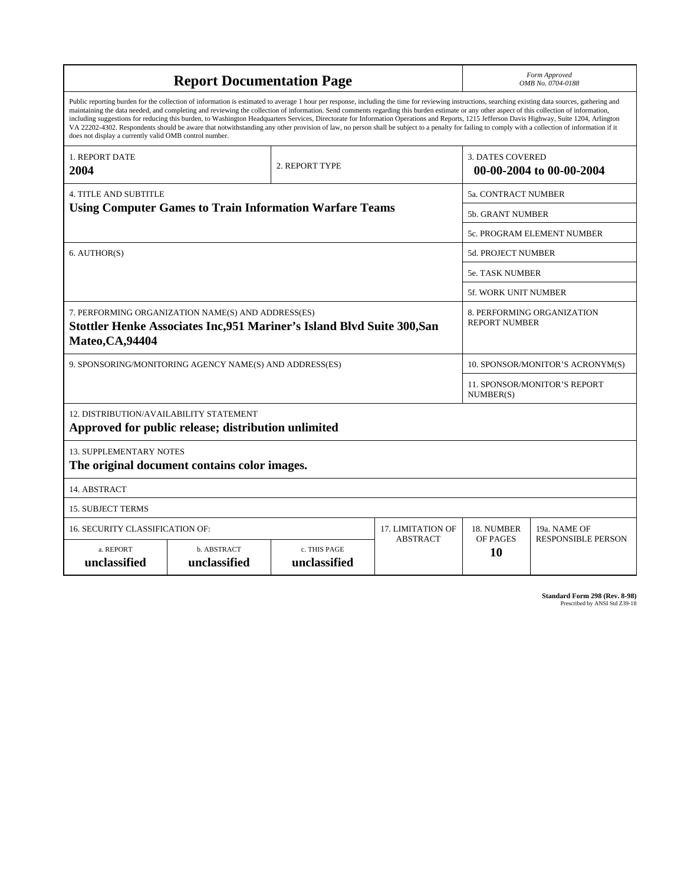# Report Documentation Page

*Form Approved*
*OMB No. 0704-0188*

Public reporting burden for the collection of information is estimated to average 1 hour per response, including the time for reviewing instructions, searching existing data sources, gathering and maintaining the data needed, and completing and reviewing the collection of information. Send comments regarding this burden estimate or any other aspect of this collection of information, including suggestions for reducing this burden, to Washington Headquarters Services, Directorate for Information Operations and Reports, 1215 Jefferson Davis Highway, Suite 1204, Arlington VA 22202-4302. Respondents should be aware that notwithstanding any other provision of law, no person shall be subject to a penalty for failing to comply with a collection of information if it does not display a currently valid OMB control number.

| | | |
|---|---|---|
| 1. REPORT DATE **2004** | 2. REPORT TYPE | 3. DATES COVERED **00-00-2004 to 00-00-2004** |
| 4. TITLE AND SUBTITLE **Using Computer Games to Train Information Warfare Teams** | | 5a. CONTRACT NUMBER |
| | | 5b. GRANT NUMBER |
| | | 5c. PROGRAM ELEMENT NUMBER |
| 6. AUTHOR(S) | | 5d. PROJECT NUMBER |
| | | 5e. TASK NUMBER |
| | | 5f. WORK UNIT NUMBER |
| 7. PERFORMING ORGANIZATION NAME(S) AND ADDRESS(ES) **Stottler Henke Associates Inc,951 Mariner's Island Blvd Suite 300,San Mateo,CA,94404** | | 8. PERFORMING ORGANIZATION REPORT NUMBER |
| 9. SPONSORING/MONITORING AGENCY NAME(S) AND ADDRESS(ES) | | 10. SPONSOR/MONITOR'S ACRONYM(S) |
| | | 11. SPONSOR/MONITOR'S REPORT NUMBER(S) |

12. DISTRIBUTION/AVAILABILITY STATEMENT
**Approved for public release; distribution unlimited**

13. SUPPLEMENTARY NOTES
**The original document contains color images.**

14. ABSTRACT

15. SUBJECT TERMS

| 16. SECURITY CLASSIFICATION OF: | | | 17. LIMITATION OF ABSTRACT | 18. NUMBER OF PAGES | 19a. NAME OF RESPONSIBLE PERSON |
|---|---|---|---|---|---|
| a. REPORT **unclassified** | b. ABSTRACT **unclassified** | c. THIS PAGE **unclassified** | | **10** | |

**Standard Form 298 (Rev. 8-98)**
Prescribed by ANSI Std Z39-18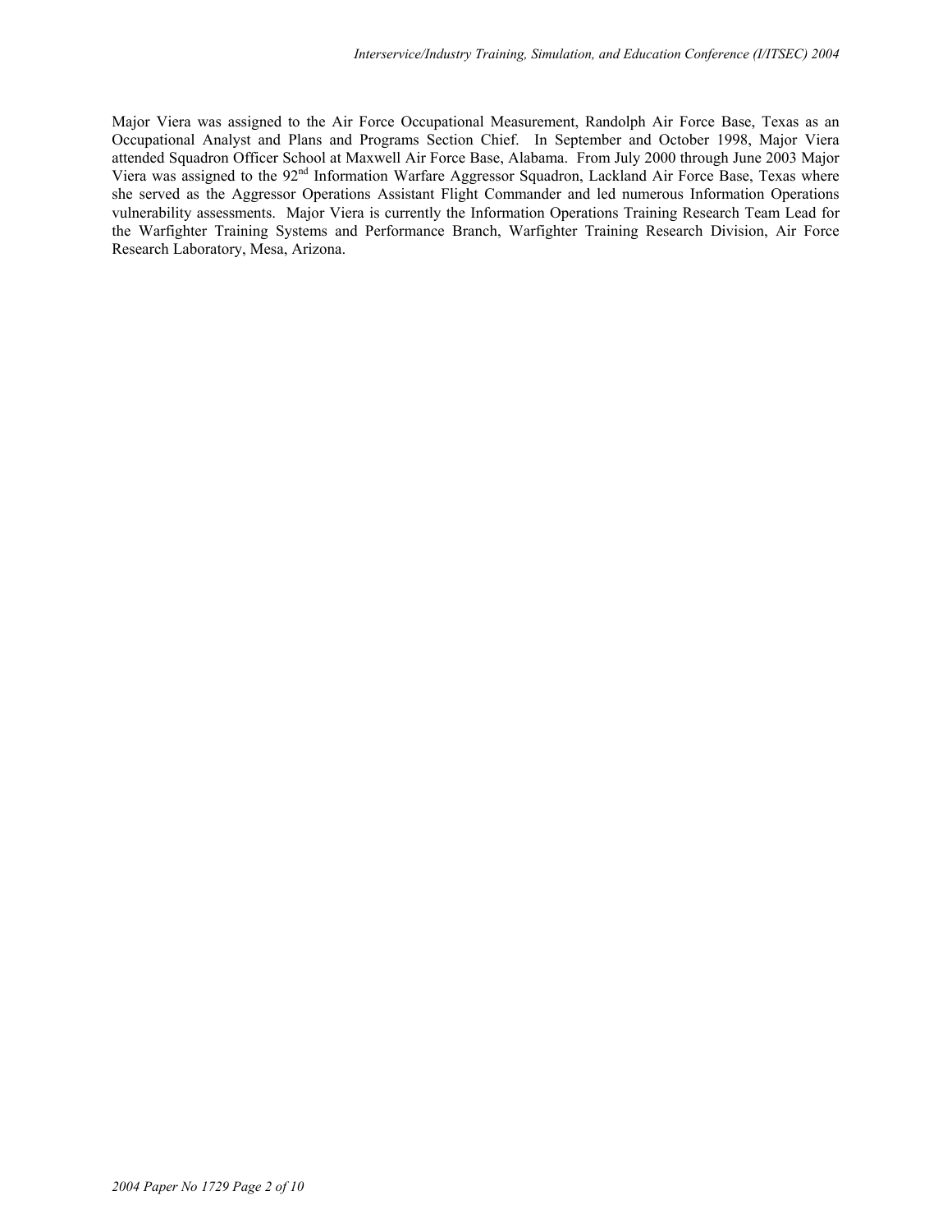Major Viera was assigned to the Air Force Occupational Measurement, Randolph Air Force Base, Texas as an Occupational Analyst and Plans and Programs Section Chief. In September and October 1998, Major Viera attended Squadron Officer School at Maxwell Air Force Base, Alabama. From July 2000 through June 2003 Major Viera was assigned to the 92nd Information Warfare Aggressor Squadron, Lackland Air Force Base, Texas where she served as the Aggressor Operations Assistant Flight Commander and led numerous Information Operations vulnerability assessments. Major Viera is currently the Information Operations Training Research Team Lead for the Warfighter Training Systems and Performance Branch, Warfighter Training Research Division, Air Force Research Laboratory, Mesa, Arizona.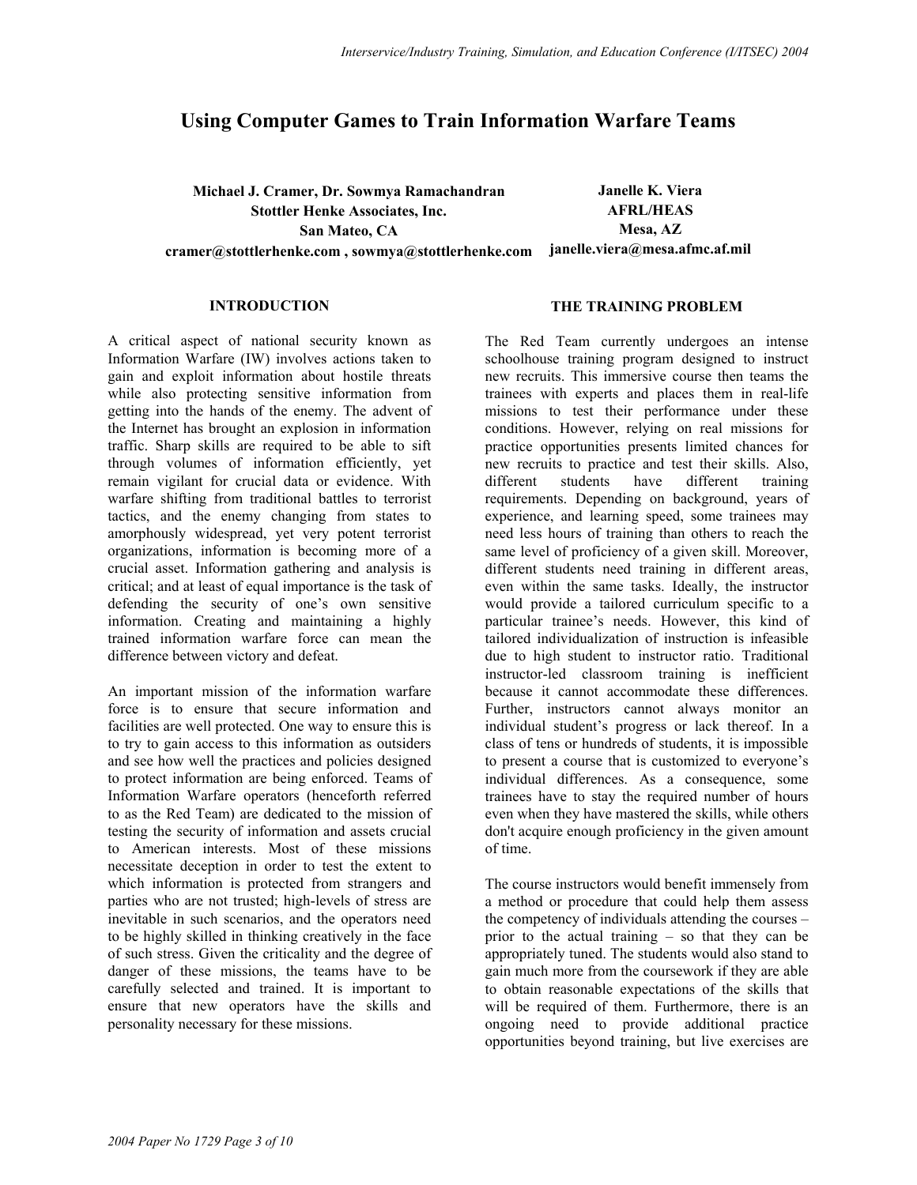# Using Computer Games to Train Information Warfare Teams

**Michael J. Cramer, Dr. Sowmya Ramachandran**
**Stottler Henke Associates, Inc.**
**San Mateo, CA**
**cramer@stottlerhenke.com , sowmya@stottlerhenke.com**

**Janelle K. Viera**
**AFRL/HEAS**
**Mesa, AZ**
**janelle.viera@mesa.afmc.af.mil**

## INTRODUCTION

A critical aspect of national security known as Information Warfare (IW) involves actions taken to gain and exploit information about hostile threats while also protecting sensitive information from getting into the hands of the enemy. The advent of the Internet has brought an explosion in information traffic. Sharp skills are required to be able to sift through volumes of information efficiently, yet remain vigilant for crucial data or evidence. With warfare shifting from traditional battles to terrorist tactics, and the enemy changing from states to amorphously widespread, yet very potent terrorist organizations, information is becoming more of a crucial asset. Information gathering and analysis is critical; and at least of equal importance is the task of defending the security of one's own sensitive information. Creating and maintaining a highly trained information warfare force can mean the difference between victory and defeat.

An important mission of the information warfare force is to ensure that secure information and facilities are well protected. One way to ensure this is to try to gain access to this information as outsiders and see how well the practices and policies designed to protect information are being enforced. Teams of Information Warfare operators (henceforth referred to as the Red Team) are dedicated to the mission of testing the security of information and assets crucial to American interests. Most of these missions necessitate deception in order to test the extent to which information is protected from strangers and parties who are not trusted; high-levels of stress are inevitable in such scenarios, and the operators need to be highly skilled in thinking creatively in the face of such stress. Given the criticality and the degree of danger of these missions, the teams have to be carefully selected and trained. It is important to ensure that new operators have the skills and personality necessary for these missions.

## THE TRAINING PROBLEM

The Red Team currently undergoes an intense schoolhouse training program designed to instruct new recruits. This immersive course then teams the trainees with experts and places them in real-life missions to test their performance under these conditions. However, relying on real missions for practice opportunities presents limited chances for new recruits to practice and test their skills. Also, different students have different training requirements. Depending on background, years of experience, and learning speed, some trainees may need less hours of training than others to reach the same level of proficiency of a given skill. Moreover, different students need training in different areas, even within the same tasks. Ideally, the instructor would provide a tailored curriculum specific to a particular trainee's needs. However, this kind of tailored individualization of instruction is infeasible due to high student to instructor ratio. Traditional instructor-led classroom training is inefficient because it cannot accommodate these differences. Further, instructors cannot always monitor an individual student's progress or lack thereof. In a class of tens or hundreds of students, it is impossible to present a course that is customized to everyone's individual differences. As a consequence, some trainees have to stay the required number of hours even when they have mastered the skills, while others don't acquire enough proficiency in the given amount of time.

The course instructors would benefit immensely from a method or procedure that could help them assess the competency of individuals attending the courses – prior to the actual training – so that they can be appropriately tuned. The students would also stand to gain much more from the coursework if they are able to obtain reasonable expectations of the skills that will be required of them. Furthermore, there is an ongoing need to provide additional practice opportunities beyond training, but live exercises are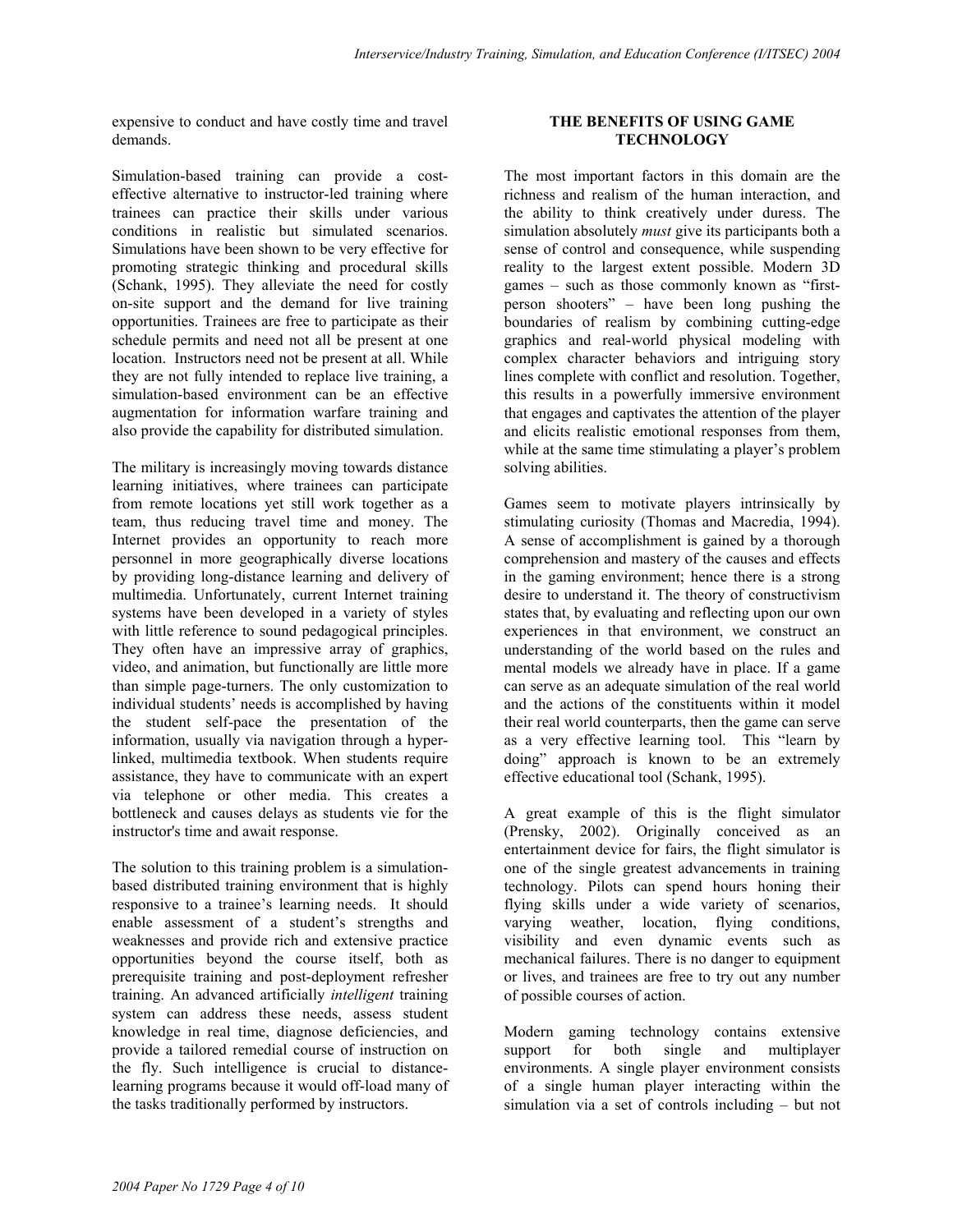expensive to conduct and have costly time and travel demands.

Simulation-based training can provide a cost-effective alternative to instructor-led training where trainees can practice their skills under various conditions in realistic but simulated scenarios. Simulations have been shown to be very effective for promoting strategic thinking and procedural skills (Schank, 1995). They alleviate the need for costly on-site support and the demand for live training opportunities. Trainees are free to participate as their schedule permits and need not all be present at one location. Instructors need not be present at all. While they are not fully intended to replace live training, a simulation-based environment can be an effective augmentation for information warfare training and also provide the capability for distributed simulation.

The military is increasingly moving towards distance learning initiatives, where trainees can participate from remote locations yet still work together as a team, thus reducing travel time and money. The Internet provides an opportunity to reach more personnel in more geographically diverse locations by providing long-distance learning and delivery of multimedia. Unfortunately, current Internet training systems have been developed in a variety of styles with little reference to sound pedagogical principles. They often have an impressive array of graphics, video, and animation, but functionally are little more than simple page-turners. The only customization to individual students' needs is accomplished by having the student self-pace the presentation of the information, usually via navigation through a hyper-linked, multimedia textbook. When students require assistance, they have to communicate with an expert via telephone or other media. This creates a bottleneck and causes delays as students vie for the instructor's time and await response.

The solution to this training problem is a simulation-based distributed training environment that is highly responsive to a trainee's learning needs. It should enable assessment of a student's strengths and weaknesses and provide rich and extensive practice opportunities beyond the course itself, both as prerequisite training and post-deployment refresher training. An advanced artificially *intelligent* training system can address these needs, assess student knowledge in real time, diagnose deficiencies, and provide a tailored remedial course of instruction on the fly. Such intelligence is crucial to distance-learning programs because it would off-load many of the tasks traditionally performed by instructors.

## THE BENEFITS OF USING GAME TECHNOLOGY

The most important factors in this domain are the richness and realism of the human interaction, and the ability to think creatively under duress. The simulation absolutely *must* give its participants both a sense of control and consequence, while suspending reality to the largest extent possible. Modern 3D games – such as those commonly known as "first-person shooters" – have been long pushing the boundaries of realism by combining cutting-edge graphics and real-world physical modeling with complex character behaviors and intriguing story lines complete with conflict and resolution. Together, this results in a powerfully immersive environment that engages and captivates the attention of the player and elicits realistic emotional responses from them, while at the same time stimulating a player's problem solving abilities.

Games seem to motivate players intrinsically by stimulating curiosity (Thomas and Macredia, 1994). A sense of accomplishment is gained by a thorough comprehension and mastery of the causes and effects in the gaming environment; hence there is a strong desire to understand it. The theory of constructivism states that, by evaluating and reflecting upon our own experiences in that environment, we construct an understanding of the world based on the rules and mental models we already have in place. If a game can serve as an adequate simulation of the real world and the actions of the constituents within it model their real world counterparts, then the game can serve as a very effective learning tool. This "learn by doing" approach is known to be an extremely effective educational tool (Schank, 1995).

A great example of this is the flight simulator (Prensky, 2002). Originally conceived as an entertainment device for fairs, the flight simulator is one of the single greatest advancements in training technology. Pilots can spend hours honing their flying skills under a wide variety of scenarios, varying weather, location, flying conditions, visibility and even dynamic events such as mechanical failures. There is no danger to equipment or lives, and trainees are free to try out any number of possible courses of action.

Modern gaming technology contains extensive support for both single and multiplayer environments. A single player environment consists of a single human player interacting within the simulation via a set of controls including – but not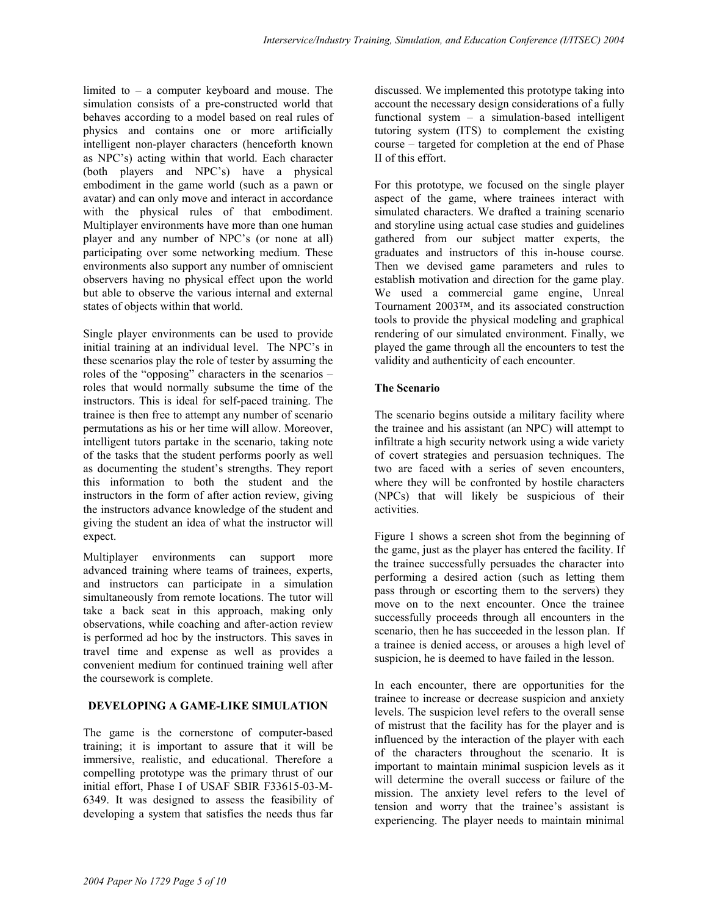limited to – a computer keyboard and mouse. The simulation consists of a pre-constructed world that behaves according to a model based on real rules of physics and contains one or more artificially intelligent non-player characters (henceforth known as NPC's) acting within that world. Each character (both players and NPC's) have a physical embodiment in the game world (such as a pawn or avatar) and can only move and interact in accordance with the physical rules of that embodiment. Multiplayer environments have more than one human player and any number of NPC's (or none at all) participating over some networking medium. These environments also support any number of omniscient observers having no physical effect upon the world but able to observe the various internal and external states of objects within that world.

Single player environments can be used to provide initial training at an individual level. The NPC's in these scenarios play the role of tester by assuming the roles of the "opposing" characters in the scenarios – roles that would normally subsume the time of the instructors. This is ideal for self-paced training. The trainee is then free to attempt any number of scenario permutations as his or her time will allow. Moreover, intelligent tutors partake in the scenario, taking note of the tasks that the student performs poorly as well as documenting the student's strengths. They report this information to both the student and the instructors in the form of after action review, giving the instructors advance knowledge of the student and giving the student an idea of what the instructor will expect.

Multiplayer environments can support more advanced training where teams of trainees, experts, and instructors can participate in a simulation simultaneously from remote locations. The tutor will take a back seat in this approach, making only observations, while coaching and after-action review is performed ad hoc by the instructors. This saves in travel time and expense as well as provides a convenient medium for continued training well after the coursework is complete.

## DEVELOPING A GAME-LIKE SIMULATION

The game is the cornerstone of computer-based training; it is important to assure that it will be immersive, realistic, and educational. Therefore a compelling prototype was the primary thrust of our initial effort, Phase I of USAF SBIR F33615-03-M-6349. It was designed to assess the feasibility of developing a system that satisfies the needs thus far discussed. We implemented this prototype taking into account the necessary design considerations of a fully functional system – a simulation-based intelligent tutoring system (ITS) to complement the existing course – targeted for completion at the end of Phase II of this effort.

For this prototype, we focused on the single player aspect of the game, where trainees interact with simulated characters. We drafted a training scenario and storyline using actual case studies and guidelines gathered from our subject matter experts, the graduates and instructors of this in-house course. Then we devised game parameters and rules to establish motivation and direction for the game play. We used a commercial game engine, Unreal Tournament 2003™, and its associated construction tools to provide the physical modeling and graphical rendering of our simulated environment. Finally, we played the game through all the encounters to test the validity and authenticity of each encounter.

### The Scenario

The scenario begins outside a military facility where the trainee and his assistant (an NPC) will attempt to infiltrate a high security network using a wide variety of covert strategies and persuasion techniques. The two are faced with a series of seven encounters, where they will be confronted by hostile characters (NPCs) that will likely be suspicious of their activities.

Figure 1 shows a screen shot from the beginning of the game, just as the player has entered the facility. If the trainee successfully persuades the character into performing a desired action (such as letting them pass through or escorting them to the servers) they move on to the next encounter. Once the trainee successfully proceeds through all encounters in the scenario, then he has succeeded in the lesson plan. If a trainee is denied access, or arouses a high level of suspicion, he is deemed to have failed in the lesson.

In each encounter, there are opportunities for the trainee to increase or decrease suspicion and anxiety levels. The suspicion level refers to the overall sense of mistrust that the facility has for the player and is influenced by the interaction of the player with each of the characters throughout the scenario. It is important to maintain minimal suspicion levels as it will determine the overall success or failure of the mission. The anxiety level refers to the level of tension and worry that the trainee's assistant is experiencing. The player needs to maintain minimal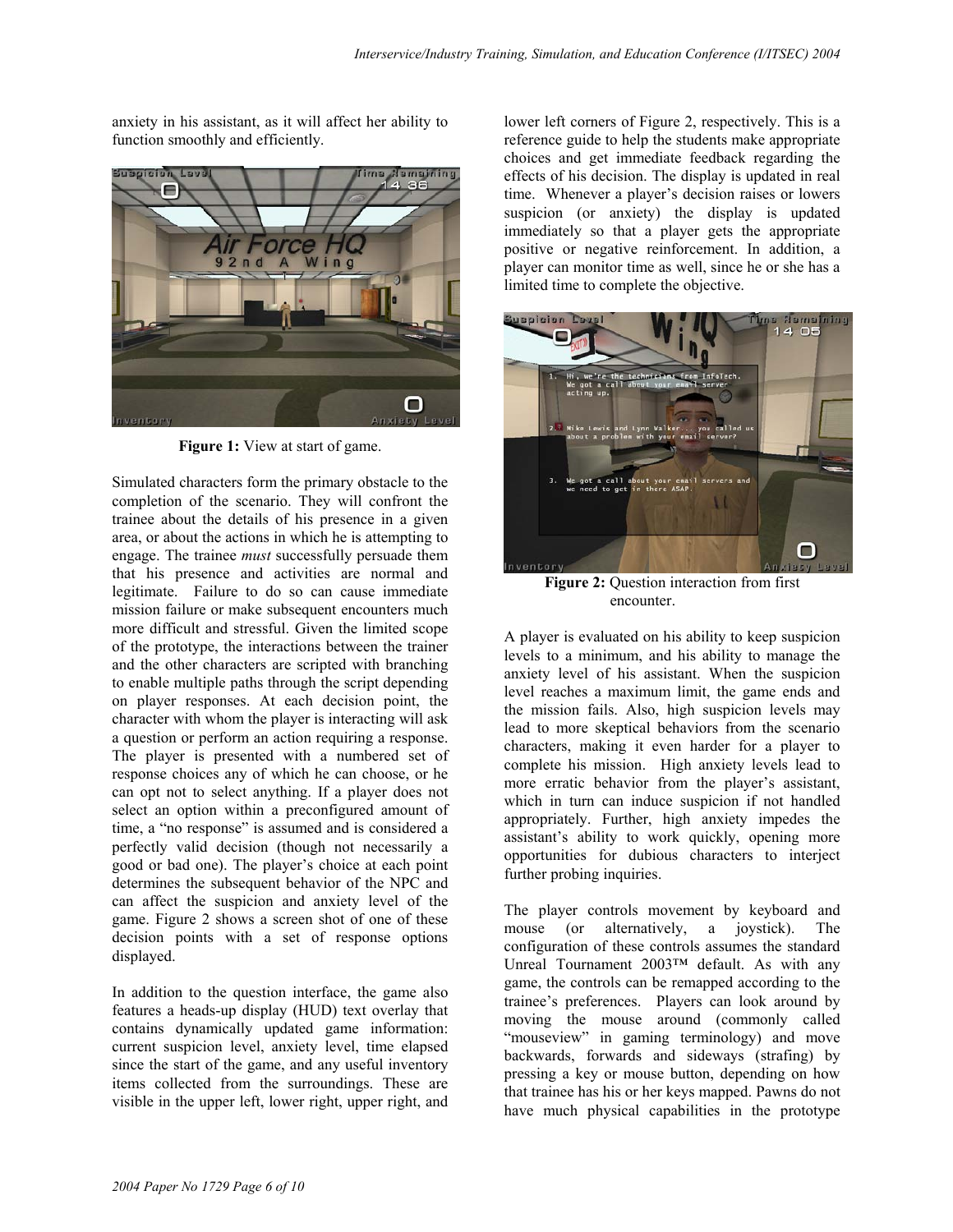anxiety in his assistant, as it will affect her ability to function smoothly and efficiently.

Figure 1: View at start of game.

Simulated characters form the primary obstacle to the completion of the scenario. They will confront the trainee about the details of his presence in a given area, or about the actions in which he is attempting to engage. The trainee *must* successfully persuade them that his presence and activities are normal and legitimate. Failure to do so can cause immediate mission failure or make subsequent encounters much more difficult and stressful. Given the limited scope of the prototype, the interactions between the trainer and the other characters are scripted with branching to enable multiple paths through the script depending on player responses. At each decision point, the character with whom the player is interacting will ask a question or perform an action requiring a response. The player is presented with a numbered set of response choices any of which he can choose, or he can opt not to select anything. If a player does not select an option within a preconfigured amount of time, a "no response" is assumed and is considered a perfectly valid decision (though not necessarily a good or bad one). The player's choice at each point determines the subsequent behavior of the NPC and can affect the suspicion and anxiety level of the game. Figure 2 shows a screen shot of one of these decision points with a set of response options displayed.

In addition to the question interface, the game also features a heads-up display (HUD) text overlay that contains dynamically updated game information: current suspicion level, anxiety level, time elapsed since the start of the game, and any useful inventory items collected from the surroundings. These are visible in the upper left, lower right, upper right, and lower left corners of Figure 2, respectively. This is a reference guide to help the students make appropriate choices and get immediate feedback regarding the effects of his decision. The display is updated in real time. Whenever a player's decision raises or lowers suspicion (or anxiety) the display is updated immediately so that a player gets the appropriate positive or negative reinforcement. In addition, a player can monitor time as well, since he or she has a limited time to complete the objective.

Figure 2: Question interaction from first encounter.

A player is evaluated on his ability to keep suspicion levels to a minimum, and his ability to manage the anxiety level of his assistant. When the suspicion level reaches a maximum limit, the game ends and the mission fails. Also, high suspicion levels may lead to more skeptical behaviors from the scenario characters, making it even harder for a player to complete his mission. High anxiety levels lead to more erratic behavior from the player's assistant, which in turn can induce suspicion if not handled appropriately. Further, high anxiety impedes the assistant's ability to work quickly, opening more opportunities for dubious characters to interject further probing inquiries.

The player controls movement by keyboard and mouse (or alternatively, a joystick). The configuration of these controls assumes the standard Unreal Tournament 2003™ default. As with any game, the controls can be remapped according to the trainee's preferences. Players can look around by moving the mouse around (commonly called "mouseview" in gaming terminology) and move backwards, forwards and sideways (strafing) by pressing a key or mouse button, depending on how that trainee has his or her keys mapped. Pawns do not have much physical capabilities in the prototype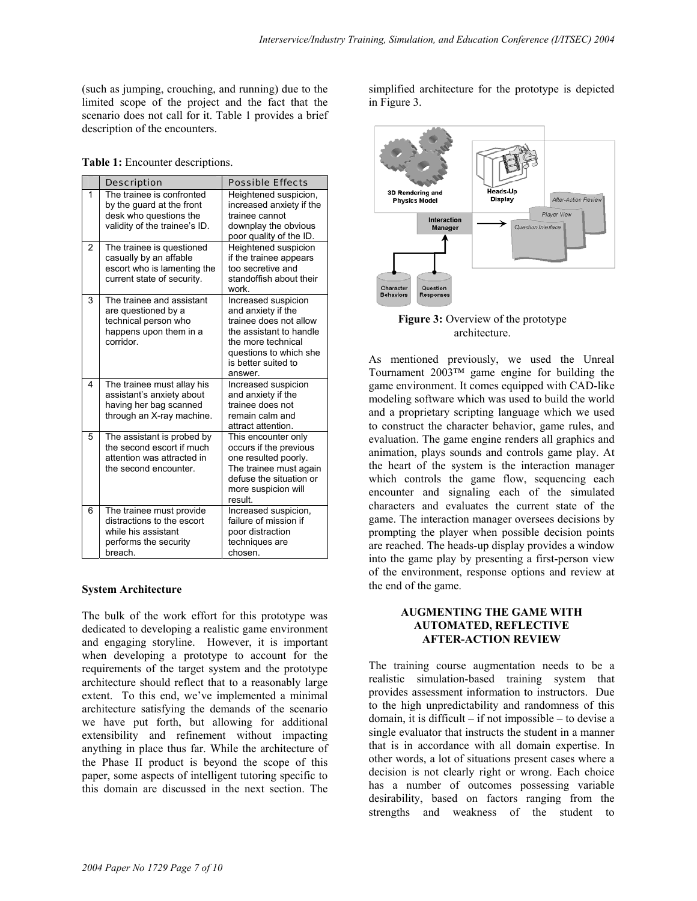(such as jumping, crouching, and running) due to the limited scope of the project and the fact that the scenario does not call for it. Table 1 provides a brief description of the encounters.

**Table 1:** Encounter descriptions.

| | Description | Possible Effects |
|---|---|---|
| 1 | The trainee is confronted by the guard at the front desk who questions the validity of the trainee's ID. | Heightened suspicion, increased anxiety if the trainee cannot downplay the obvious poor quality of the ID. |
| 2 | The trainee is questioned casually by an affable escort who is lamenting the current state of security. | Heightened suspicion if the trainee appears too secretive and standoffish about their work. |
| 3 | The trainee and assistant are questioned by a technical person who happens upon them in a corridor. | Increased suspicion and anxiety if the trainee does not allow the assistant to handle the more technical questions to which she is better suited to answer. |
| 4 | The trainee must allay his assistant's anxiety about having her bag scanned through an X-ray machine. | Increased suspicion and anxiety if the trainee does not remain calm and attract attention. |
| 5 | The assistant is probed by the second escort if much attention was attracted in the second encounter. | This encounter only occurs if the previous one resulted poorly. The trainee must again defuse the situation or more suspicion will result. |
| 6 | The trainee must provide distractions to the escort while his assistant performs the security breach. | Increased suspicion, failure of mission if poor distraction techniques are chosen. |

**System Architecture**

The bulk of the work effort for this prototype was dedicated to developing a realistic game environment and engaging storyline. However, it is important when developing a prototype to account for the requirements of the target system and the prototype architecture should reflect that to a reasonably large extent. To this end, we've implemented a minimal architecture satisfying the demands of the scenario we have put forth, but allowing for additional extensibility and refinement without impacting anything in place thus far. While the architecture of the Phase II product is beyond the scope of this paper, some aspects of intelligent tutoring specific to this domain are discussed in the next section. The simplified architecture for the prototype is depicted in Figure 3.

**Figure 3:** Overview of the prototype architecture.

As mentioned previously, we used the Unreal Tournament 2003™ game engine for building the game environment. It comes equipped with CAD-like modeling software which was used to build the world and a proprietary scripting language which we used to construct the character behavior, game rules, and evaluation. The game engine renders all graphics and animation, plays sounds and controls game play. At the heart of the system is the interaction manager which controls the game flow, sequencing each encounter and signaling each of the simulated characters and evaluates the current state of the game. The interaction manager oversees decisions by prompting the player when possible decision points are reached. The heads-up display provides a window into the game play by presenting a first-person view of the environment, response options and review at the end of the game.

## AUGMENTING THE GAME WITH AUTOMATED, REFLECTIVE AFTER-ACTION REVIEW

The training course augmentation needs to be a realistic simulation-based training system that provides assessment information to instructors. Due to the high unpredictability and randomness of this domain, it is difficult – if not impossible – to devise a single evaluator that instructs the student in a manner that is in accordance with all domain expertise. In other words, a lot of situations present cases where a decision is not clearly right or wrong. Each choice has a number of outcomes possessing variable desirability, based on factors ranging from the strengths and weakness of the student to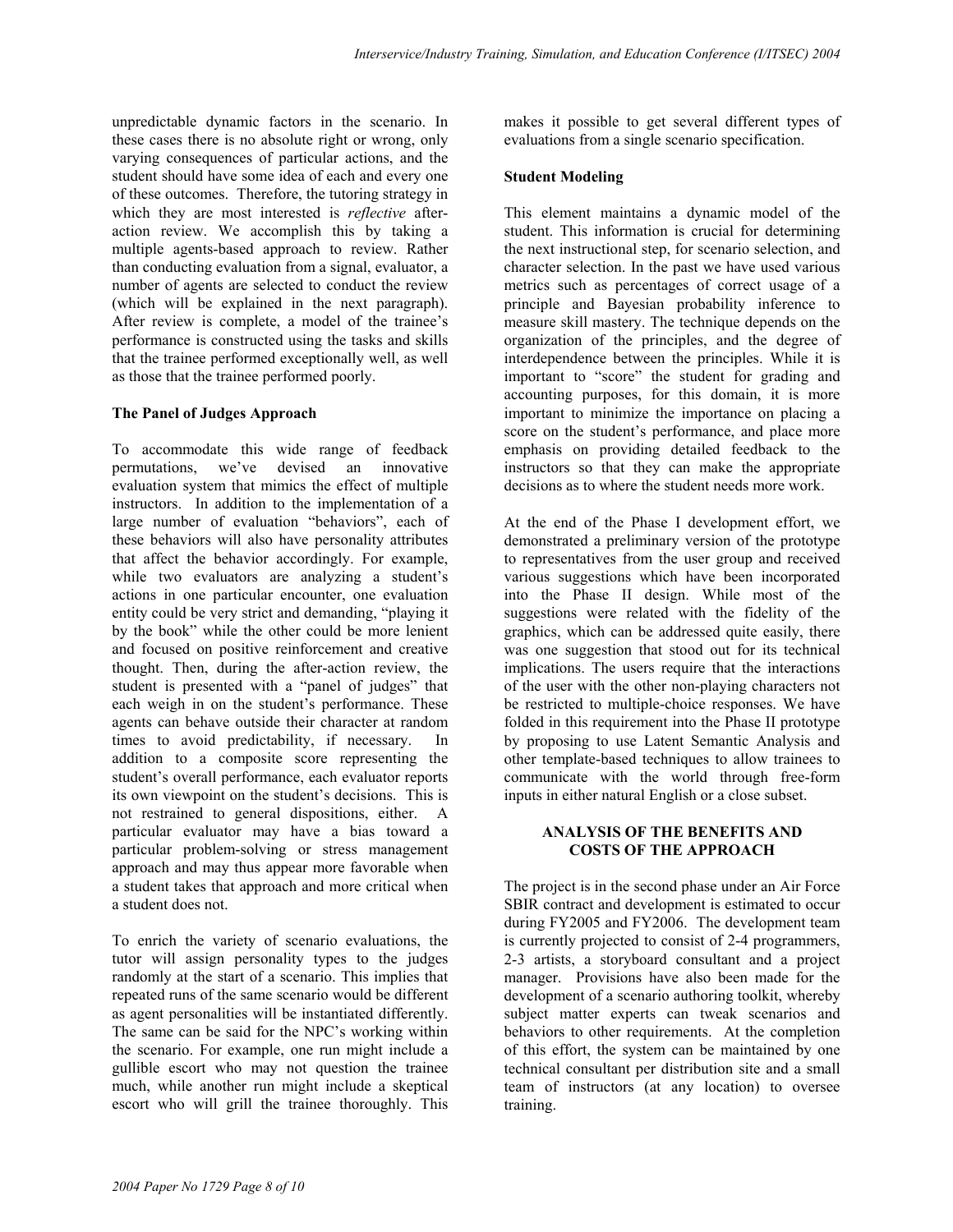unpredictable dynamic factors in the scenario. In these cases there is no absolute right or wrong, only varying consequences of particular actions, and the student should have some idea of each and every one of these outcomes. Therefore, the tutoring strategy in which they are most interested is *reflective* after-action review. We accomplish this by taking a multiple agents-based approach to review. Rather than conducting evaluation from a signal, evaluator, a number of agents are selected to conduct the review (which will be explained in the next paragraph). After review is complete, a model of the trainee's performance is constructed using the tasks and skills that the trainee performed exceptionally well, as well as those that the trainee performed poorly.

**The Panel of Judges Approach**

To accommodate this wide range of feedback permutations, we've devised an innovative evaluation system that mimics the effect of multiple instructors. In addition to the implementation of a large number of evaluation "behaviors", each of these behaviors will also have personality attributes that affect the behavior accordingly. For example, while two evaluators are analyzing a student's actions in one particular encounter, one evaluation entity could be very strict and demanding, "playing it by the book" while the other could be more lenient and focused on positive reinforcement and creative thought. Then, during the after-action review, the student is presented with a "panel of judges" that each weigh in on the student's performance. These agents can behave outside their character at random times to avoid predictability, if necessary. In addition to a composite score representing the student's overall performance, each evaluator reports its own viewpoint on the student's decisions. This is not restrained to general dispositions, either. A particular evaluator may have a bias toward a particular problem-solving or stress management approach and may thus appear more favorable when a student takes that approach and more critical when a student does not.

To enrich the variety of scenario evaluations, the tutor will assign personality types to the judges randomly at the start of a scenario. This implies that repeated runs of the same scenario would be different as agent personalities will be instantiated differently. The same can be said for the NPC's working within the scenario. For example, one run might include a gullible escort who may not question the trainee much, while another run might include a skeptical escort who will grill the trainee thoroughly. This makes it possible to get several different types of evaluations from a single scenario specification.

**Student Modeling**

This element maintains a dynamic model of the student. This information is crucial for determining the next instructional step, for scenario selection, and character selection. In the past we have used various metrics such as percentages of correct usage of a principle and Bayesian probability inference to measure skill mastery. The technique depends on the organization of the principles, and the degree of interdependence between the principles. While it is important to "score" the student for grading and accounting purposes, for this domain, it is more important to minimize the importance on placing a score on the student's performance, and place more emphasis on providing detailed feedback to the instructors so that they can make the appropriate decisions as to where the student needs more work.

At the end of the Phase I development effort, we demonstrated a preliminary version of the prototype to representatives from the user group and received various suggestions which have been incorporated into the Phase II design. While most of the suggestions were related with the fidelity of the graphics, which can be addressed quite easily, there was one suggestion that stood out for its technical implications. The users require that the interactions of the user with the other non-playing characters not be restricted to multiple-choice responses. We have folded in this requirement into the Phase II prototype by proposing to use Latent Semantic Analysis and other template-based techniques to allow trainees to communicate with the world through free-form inputs in either natural English or a close subset.

## ANALYSIS OF THE BENEFITS AND COSTS OF THE APPROACH

The project is in the second phase under an Air Force SBIR contract and development is estimated to occur during FY2005 and FY2006. The development team is currently projected to consist of 2-4 programmers, 2-3 artists, a storyboard consultant and a project manager. Provisions have also been made for the development of a scenario authoring toolkit, whereby subject matter experts can tweak scenarios and behaviors to other requirements. At the completion of this effort, the system can be maintained by one technical consultant per distribution site and a small team of instructors (at any location) to oversee training.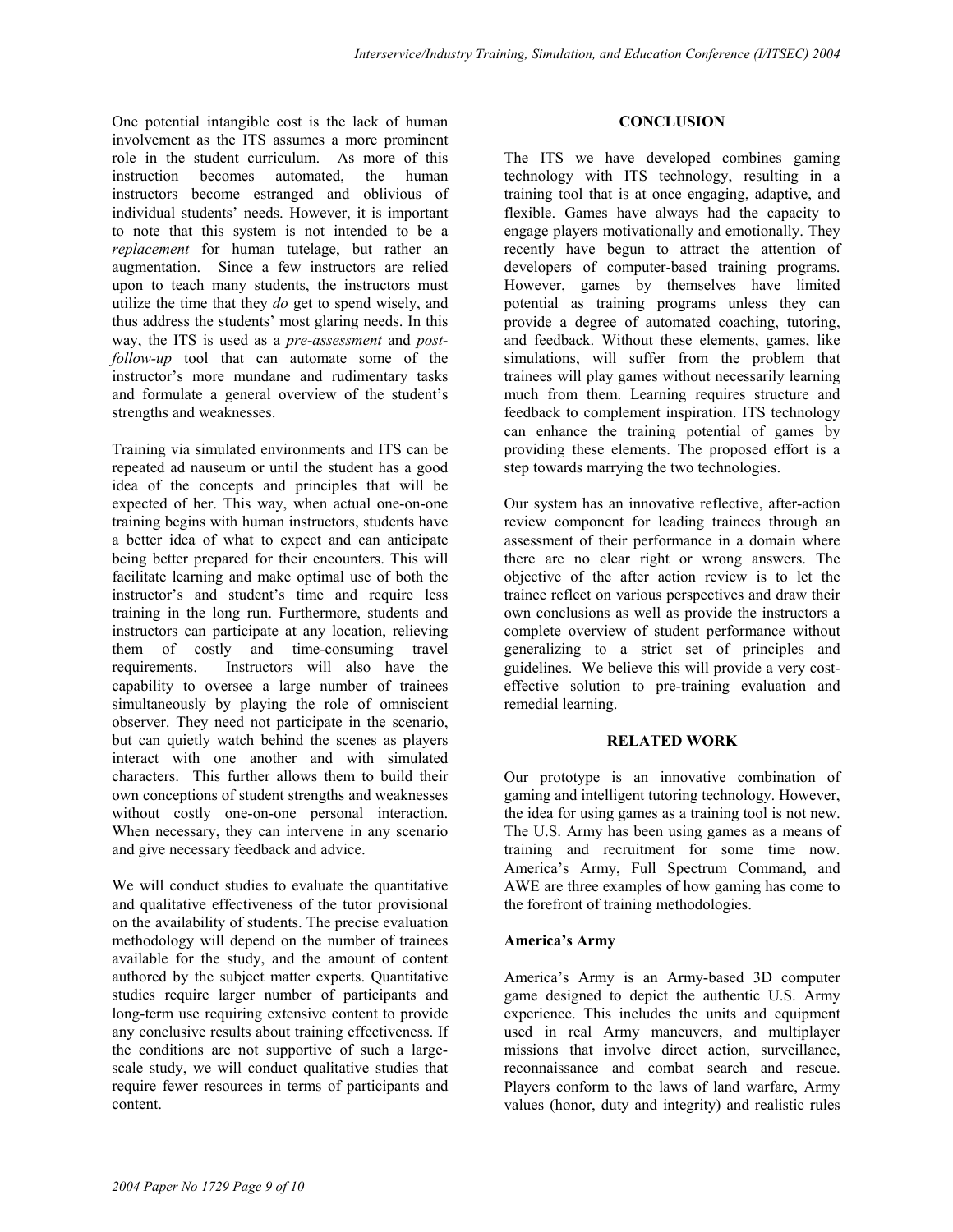One potential intangible cost is the lack of human involvement as the ITS assumes a more prominent role in the student curriculum. As more of this instruction becomes automated, the human instructors become estranged and oblivious of individual students' needs. However, it is important to note that this system is not intended to be a *replacement* for human tutelage, but rather an augmentation. Since a few instructors are relied upon to teach many students, the instructors must utilize the time that they *do* get to spend wisely, and thus address the students' most glaring needs. In this way, the ITS is used as a *pre-assessment* and *post-follow-up* tool that can automate some of the instructor's more mundane and rudimentary tasks and formulate a general overview of the student's strengths and weaknesses.

Training via simulated environments and ITS can be repeated ad nauseum or until the student has a good idea of the concepts and principles that will be expected of her. This way, when actual one-on-one training begins with human instructors, students have a better idea of what to expect and can anticipate being better prepared for their encounters. This will facilitate learning and make optimal use of both the instructor's and student's time and require less training in the long run. Furthermore, students and instructors can participate at any location, relieving them of costly and time-consuming travel requirements. Instructors will also have the capability to oversee a large number of trainees simultaneously by playing the role of omniscient observer. They need not participate in the scenario, but can quietly watch behind the scenes as players interact with one another and with simulated characters. This further allows them to build their own conceptions of student strengths and weaknesses without costly one-on-one personal interaction. When necessary, they can intervene in any scenario and give necessary feedback and advice.

We will conduct studies to evaluate the quantitative and qualitative effectiveness of the tutor provisional on the availability of students. The precise evaluation methodology will depend on the number of trainees available for the study, and the amount of content authored by the subject matter experts. Quantitative studies require larger number of participants and long-term use requiring extensive content to provide any conclusive results about training effectiveness. If the conditions are not supportive of such a large-scale study, we will conduct qualitative studies that require fewer resources in terms of participants and content.

## CONCLUSION

The ITS we have developed combines gaming technology with ITS technology, resulting in a training tool that is at once engaging, adaptive, and flexible. Games have always had the capacity to engage players motivationally and emotionally. They recently have begun to attract the attention of developers of computer-based training programs. However, games by themselves have limited potential as training programs unless they can provide a degree of automated coaching, tutoring, and feedback. Without these elements, games, like simulations, will suffer from the problem that trainees will play games without necessarily learning much from them. Learning requires structure and feedback to complement inspiration. ITS technology can enhance the training potential of games by providing these elements. The proposed effort is a step towards marrying the two technologies.

Our system has an innovative reflective, after-action review component for leading trainees through an assessment of their performance in a domain where there are no clear right or wrong answers. The objective of the after action review is to let the trainee reflect on various perspectives and draw their own conclusions as well as provide the instructors a complete overview of student performance without generalizing to a strict set of principles and guidelines. We believe this will provide a very cost-effective solution to pre-training evaluation and remedial learning.

## RELATED WORK

Our prototype is an innovative combination of gaming and intelligent tutoring technology. However, the idea for using games as a training tool is not new. The U.S. Army has been using games as a means of training and recruitment for some time now. America's Army, Full Spectrum Command, and AWE are three examples of how gaming has come to the forefront of training methodologies.

### America's Army

America's Army is an Army-based 3D computer game designed to depict the authentic U.S. Army experience. This includes the units and equipment used in real Army maneuvers, and multiplayer missions that involve direct action, surveillance, reconnaissance and combat search and rescue. Players conform to the laws of land warfare, Army values (honor, duty and integrity) and realistic rules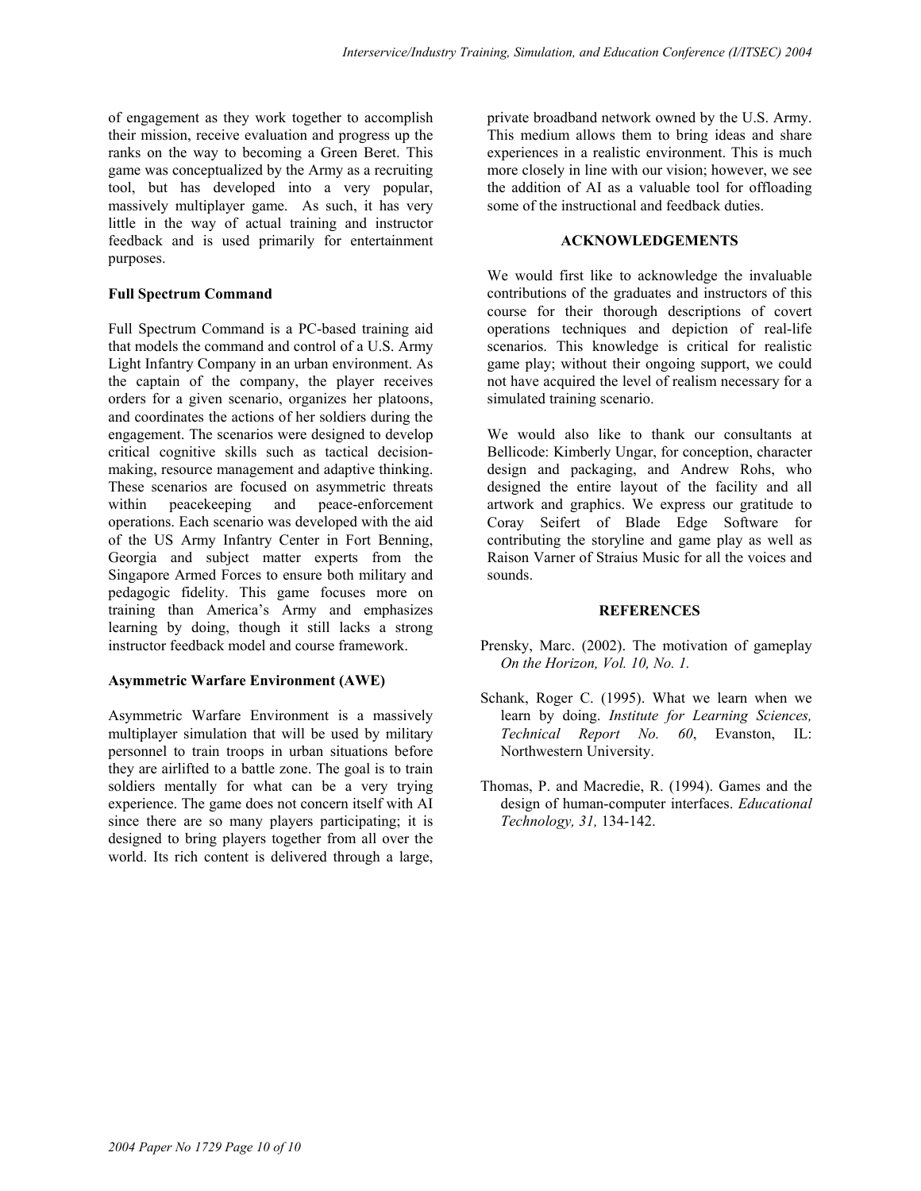of engagement as they work together to accomplish their mission, receive evaluation and progress up the ranks on the way to becoming a Green Beret. This game was conceptualized by the Army as a recruiting tool, but has developed into a very popular, massively multiplayer game. As such, it has very little in the way of actual training and instructor feedback and is used primarily for entertainment purposes.

**Full Spectrum Command**

Full Spectrum Command is a PC-based training aid that models the command and control of a U.S. Army Light Infantry Company in an urban environment. As the captain of the company, the player receives orders for a given scenario, organizes her platoons, and coordinates the actions of her soldiers during the engagement. The scenarios were designed to develop critical cognitive skills such as tactical decision-making, resource management and adaptive thinking. These scenarios are focused on asymmetric threats within peacekeeping and peace-enforcement operations. Each scenario was developed with the aid of the US Army Infantry Center in Fort Benning, Georgia and subject matter experts from the Singapore Armed Forces to ensure both military and pedagogic fidelity. This game focuses more on training than America's Army and emphasizes learning by doing, though it still lacks a strong instructor feedback model and course framework.

**Asymmetric Warfare Environment (AWE)**

Asymmetric Warfare Environment is a massively multiplayer simulation that will be used by military personnel to train troops in urban situations before they are airlifted to a battle zone. The goal is to train soldiers mentally for what can be a very trying experience. The game does not concern itself with AI since there are so many players participating; it is designed to bring players together from all over the world. Its rich content is delivered through a large, private broadband network owned by the U.S. Army. This medium allows them to bring ideas and share experiences in a realistic environment. This is much more closely in line with our vision; however, we see the addition of AI as a valuable tool for offloading some of the instructional and feedback duties.

## ACKNOWLEDGEMENTS

We would first like to acknowledge the invaluable contributions of the graduates and instructors of this course for their thorough descriptions of covert operations techniques and depiction of real-life scenarios. This knowledge is critical for realistic game play; without their ongoing support, we could not have acquired the level of realism necessary for a simulated training scenario.

We would also like to thank our consultants at Bellicode: Kimberly Ungar, for conception, character design and packaging, and Andrew Rohs, who designed the entire layout of the facility and all artwork and graphics. We express our gratitude to Coray Seifert of Blade Edge Software for contributing the storyline and game play as well as Raison Varner of Straius Music for all the voices and sounds.

## REFERENCES

Prensky, Marc. (2002). The motivation of gameplay *On the Horizon, Vol. 10, No. 1.*

Schank, Roger C. (1995). What we learn when we learn by doing. *Institute for Learning Sciences, Technical Report No. 60*, Evanston, IL: Northwestern University.

Thomas, P. and Macredie, R. (1994). Games and the design of human-computer interfaces. *Educational Technology, 31,* 134-142.